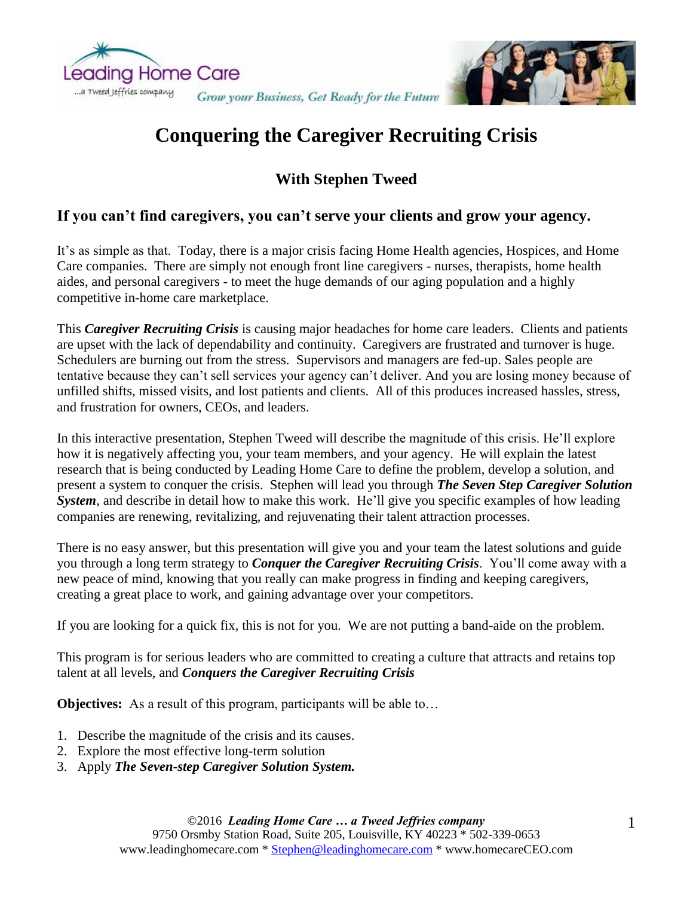# Conquering the Caregiver Recruiting Crisis

### With Stephen Tweed

## If you can't find caregivers, you can't serve your clients and grow your agency.

It's as simple as that. Today, there is a major crisis facing Home Health agencies, Hospices, and Home Care companies. There are simply not enough front line caregivers - nurses, therapists, home health aides, and personal caregivers - to meet the huge demands of our aging population and a highly competitive in-home care marketplace.

This ***Caregiver Recruiting Crisis*** is causing major headaches for home care leaders. Clients and patients are upset with the lack of dependability and continuity. Caregivers are frustrated and turnover is huge. Schedulers are burning out from the stress. Supervisors and managers are fed-up. Sales people are tentative because they can't sell services your agency can't deliver. And you are losing money because of unfilled shifts, missed visits, and lost patients and clients. All of this produces increased hassles, stress, and frustration for owners, CEOs, and leaders.

In this interactive presentation, Stephen Tweed will describe the magnitude of this crisis. He'll explore how it is negatively affecting you, your team members, and your agency. He will explain the latest research that is being conducted by Leading Home Care to define the problem, develop a solution, and present a system to conquer the crisis. Stephen will lead you through ***The Seven Step Caregiver Solution System***, and describe in detail how to make this work. He'll give you specific examples of how leading companies are renewing, revitalizing, and rejuvenating their talent attraction processes.

There is no easy answer, but this presentation will give you and your team the latest solutions and guide you through a long term strategy to ***Conquer the Caregiver Recruiting Crisis***. You'll come away with a new peace of mind, knowing that you really can make progress in finding and keeping caregivers, creating a great place to work, and gaining advantage over your competitors.

If you are looking for a quick fix, this is not for you. We are not putting a band-aide on the problem.

This program is for serious leaders who are committed to creating a culture that attracts and retains top talent at all levels, and ***Conquers the Caregiver Recruiting Crisis***

**Objectives:** As a result of this program, participants will be able to…

1. Describe the magnitude of the crisis and its causes.
2. Explore the most effective long-term solution
3. Apply ***The Seven-step Caregiver Solution System.***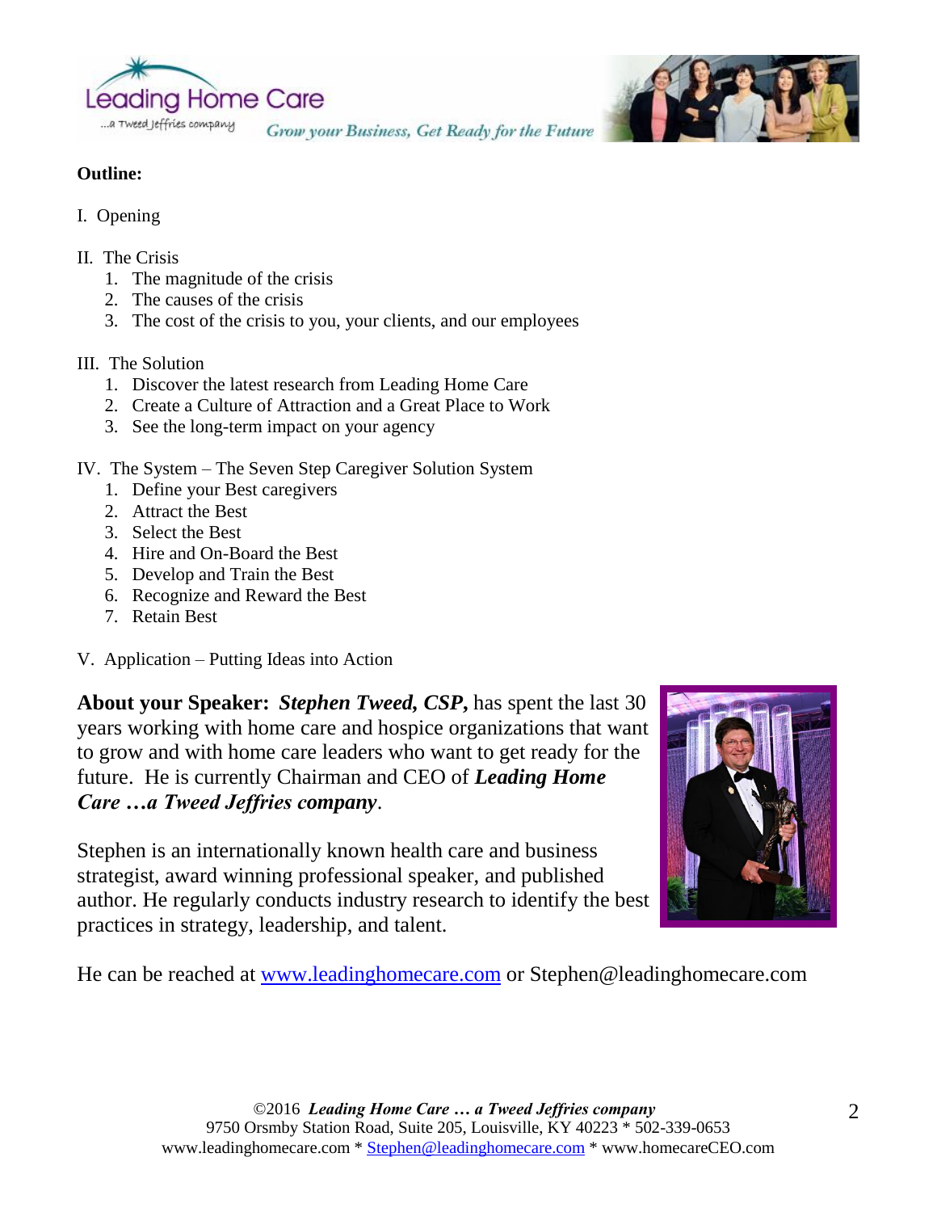**Outline:**

I. Opening

II. The Crisis
1. The magnitude of the crisis
2. The causes of the crisis
3. The cost of the crisis to you, your clients, and our employees

III. The Solution
1. Discover the latest research from Leading Home Care
2. Create a Culture of Attraction and a Great Place to Work
3. See the long-term impact on your agency

IV. The System – The Seven Step Caregiver Solution System
1. Define your Best caregivers
2. Attract the Best
3. Select the Best
4. Hire and On-Board the Best
5. Develop and Train the Best
6. Recognize and Reward the Best
7. Retain Best

V. Application – Putting Ideas into Action

**About your Speaker:** ***Stephen Tweed, CSP,*** has spent the last 30 years working with home care and hospice organizations that want to grow and with home care leaders who want to get ready for the future. He is currently Chairman and CEO of ***Leading Home Care …a Tweed Jeffries company***.

Stephen is an internationally known health care and business strategist, award winning professional speaker, and published author. He regularly conducts industry research to identify the best practices in strategy, leadership, and talent.

He can be reached at www.leadinghomecare.com or Stephen@leadinghomecare.com

©2016 ***Leading Home Care … a Tweed Jeffries company***
9750 Orsmby Station Road, Suite 205, Louisville, KY 40223 * 502-339-0653
www.leadinghomecare.com * Stephen@leadinghomecare.com * www.homecareCEO.com